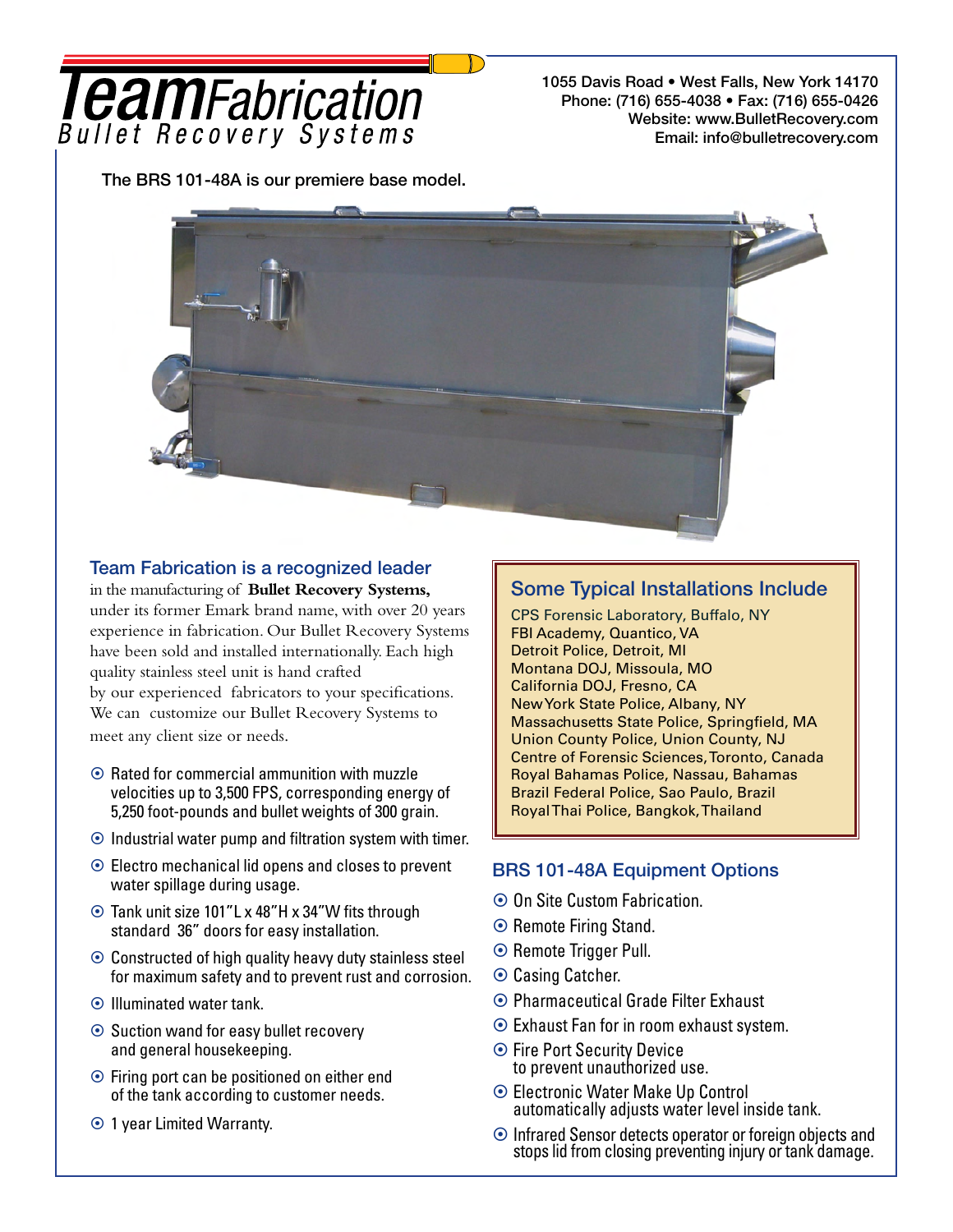# Team Fabrication

Bullet Recovery Systems

1055 Davis Road • West Falls, New York 14170
Phone: (716) 655-4038 • Fax: (716) 655-0426
Website: www.BulletRecovery.com
Email: info@bulletrecovery.com

The BRS 101-48A is our premiere base model.

## Team Fabrication is a recognized leader

in the manufacturing of **Bullet Recovery Systems,** under its former Emark brand name, with over 20 years experience in fabrication. Our Bullet Recovery Systems have been sold and installed internationally. Each high quality stainless steel unit is hand crafted by our experienced fabricators to your specifications. We can customize our Bullet Recovery Systems to meet any client size or needs.

- Rated for commercial ammunition with muzzle velocities up to 3,500 FPS, corresponding energy of 5,250 foot-pounds and bullet weights of 300 grain.
- Industrial water pump and filtration system with timer.
- Electro mechanical lid opens and closes to prevent water spillage during usage.
- Tank unit size 101"L x 48"H x 34"W fits through standard 36" doors for easy installation.
- Constructed of high quality heavy duty stainless steel for maximum safety and to prevent rust and corrosion.
- Illuminated water tank.
- Suction wand for easy bullet recovery and general housekeeping.
- Firing port can be positioned on either end of the tank according to customer needs.
- 1 year Limited Warranty.

## Some Typical Installations Include

CPS Forensic Laboratory, Buffalo, NY
FBI Academy, Quantico, VA
Detroit Police, Detroit, MI
Montana DOJ, Missoula, MO
California DOJ, Fresno, CA
New York State Police, Albany, NY
Massachusetts State Police, Springfield, MA
Union County Police, Union County, NJ
Centre of Forensic Sciences, Toronto, Canada
Royal Bahamas Police, Nassau, Bahamas
Brazil Federal Police, Sao Paulo, Brazil
Royal Thai Police, Bangkok, Thailand

## BRS 101-48A Equipment Options

- On Site Custom Fabrication.
- Remote Firing Stand.
- Remote Trigger Pull.
- Casing Catcher.
- Pharmaceutical Grade Filter Exhaust
- Exhaust Fan for in room exhaust system.
- Fire Port Security Device to prevent unauthorized use.
- Electronic Water Make Up Control automatically adjusts water level inside tank.
- Infrared Sensor detects operator or foreign objects and stops lid from closing preventing injury or tank damage.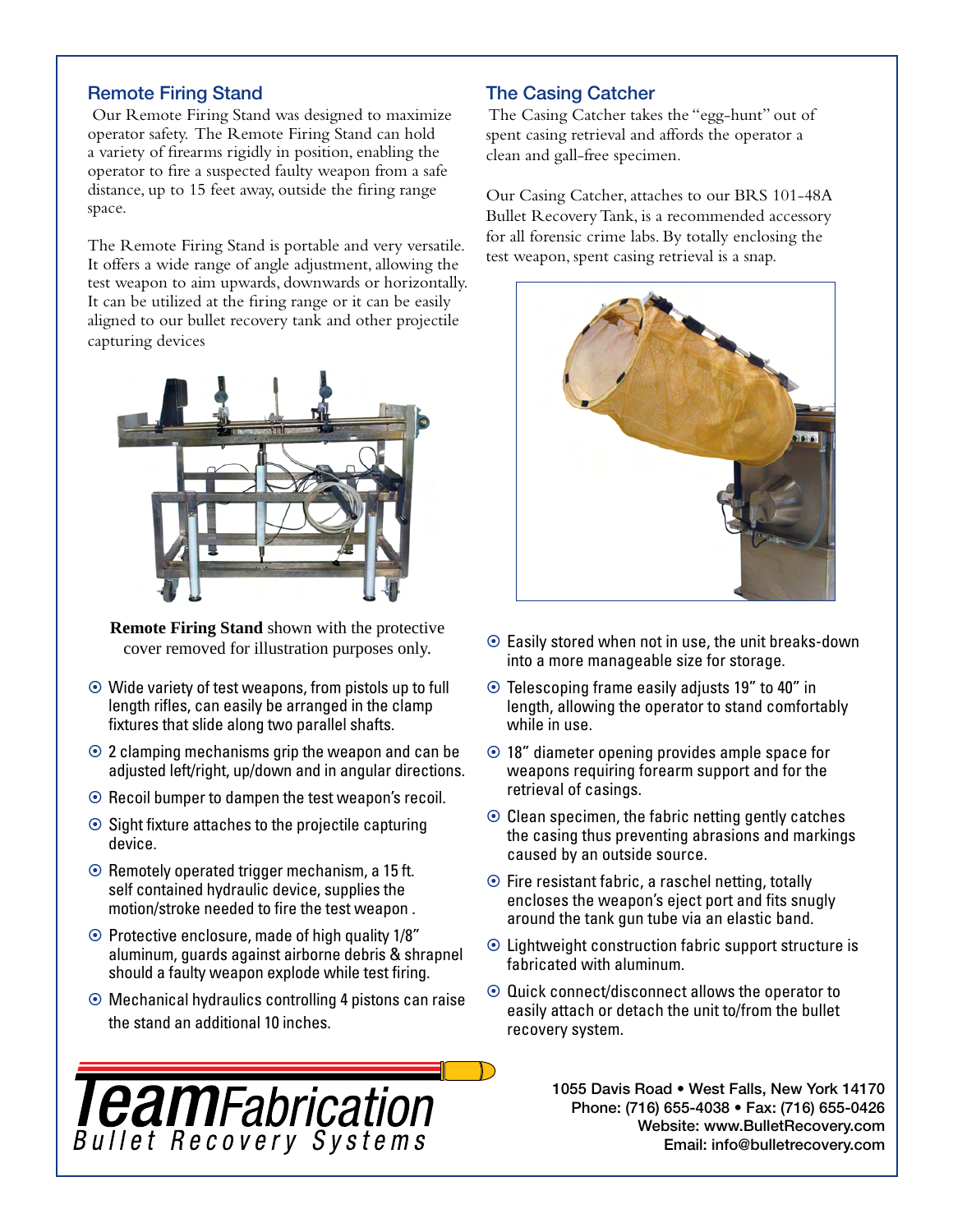## Remote Firing Stand

Our Remote Firing Stand was designed to maximize operator safety. The Remote Firing Stand can hold a variety of firearms rigidly in position, enabling the operator to fire a suspected faulty weapon from a safe distance, up to 15 feet away, outside the firing range space.

The Remote Firing Stand is portable and very versatile. It offers a wide range of angle adjustment, allowing the test weapon to aim upwards, downwards or horizontally. It can be utilized at the firing range or it can be easily aligned to our bullet recovery tank and other projectile capturing devices

**Remote Firing Stand** shown with the protective cover removed for illustration purposes only.

- Wide variety of test weapons, from pistols up to full length rifles, can easily be arranged in the clamp fixtures that slide along two parallel shafts.
- 2 clamping mechanisms grip the weapon and can be adjusted left/right, up/down and in angular directions.
- Recoil bumper to dampen the test weapon's recoil.
- Sight fixture attaches to the projectile capturing device.
- Remotely operated trigger mechanism, a 15 ft. self contained hydraulic device, supplies the motion/stroke needed to fire the test weapon .
- Protective enclosure, made of high quality 1/8" aluminum, guards against airborne debris & shrapnel should a faulty weapon explode while test firing.
- Mechanical hydraulics controlling 4 pistons can raise the stand an additional 10 inches.

## The Casing Catcher

The Casing Catcher takes the "egg-hunt" out of spent casing retrieval and affords the operator a clean and gall-free specimen.

Our Casing Catcher, attaches to our BRS 101-48A Bullet Recovery Tank, is a recommended accessory for all forensic crime labs. By totally enclosing the test weapon, spent casing retrieval is a snap.

- Easily stored when not in use, the unit breaks-down into a more manageable size for storage.
- Telescoping frame easily adjusts 19" to 40" in length, allowing the operator to stand comfortably while in use.
- 18" diameter opening provides ample space for weapons requiring forearm support and for the retrieval of casings.
- Clean specimen, the fabric netting gently catches the casing thus preventing abrasions and markings caused by an outside source.
- Fire resistant fabric, a raschel netting, totally encloses the weapon's eject port and fits snugly around the tank gun tube via an elastic band.
- Lightweight construction fabric support structure is fabricated with aluminum.
- Quick connect/disconnect allows the operator to easily attach or detach the unit to/from the bullet recovery system.

**TeamFabrication**
Bullet Recovery Systems

**1055 Davis Road • West Falls, New York 14170**
**Phone: (716) 655-4038 • Fax: (716) 655-0426**
**Website: www.BulletRecovery.com**
**Email: info@bulletrecovery.com**